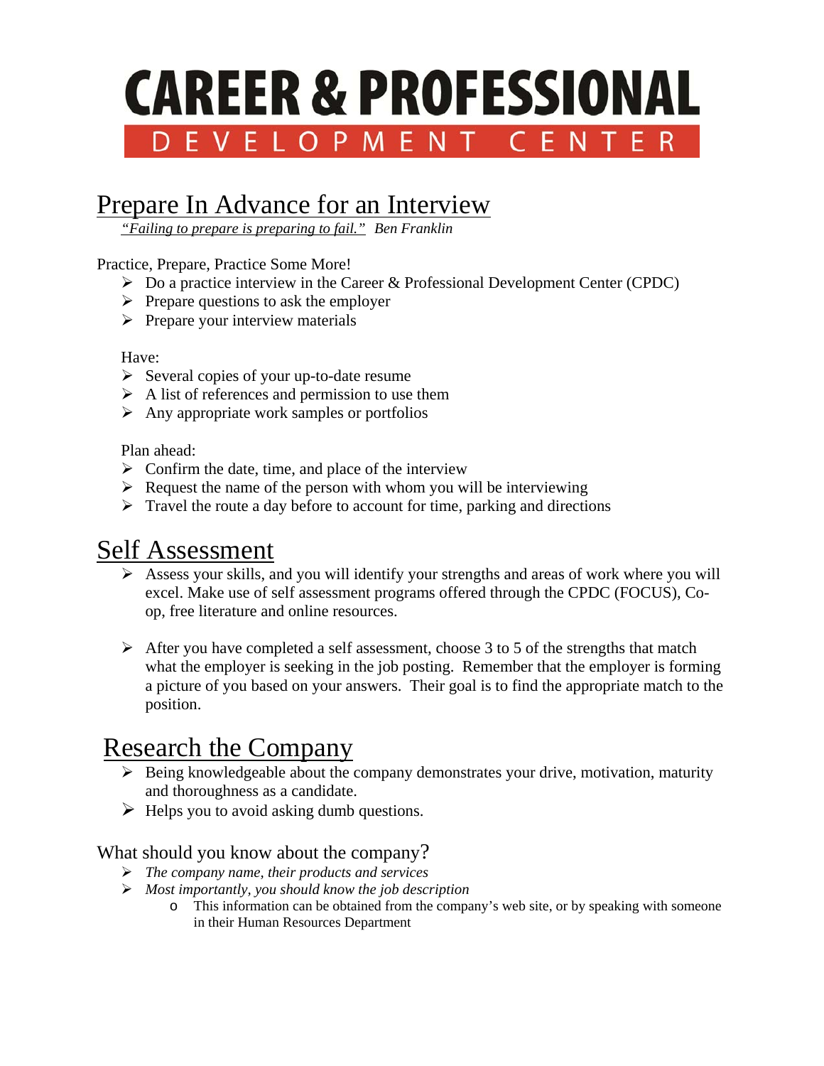# CAREER & PROFESSIONAL DEVELOPMENT CENTER

## Prepare In Advance for an Interview

*"Failing to prepare is preparing to fail."* *Ben Franklin*

Practice, Prepare, Practice Some More!

- Do a practice interview in the Career & Professional Development Center (CPDC)
- Prepare questions to ask the employer
- Prepare your interview materials

Have:

- Several copies of your up-to-date resume
- A list of references and permission to use them
- Any appropriate work samples or portfolios

Plan ahead:

- Confirm the date, time, and place of the interview
- Request the name of the person with whom you will be interviewing
- Travel the route a day before to account for time, parking and directions

## Self Assessment

- Assess your skills, and you will identify your strengths and areas of work where you will excel. Make use of self assessment programs offered through the CPDC (FOCUS), Co-op, free literature and online resources.

- After you have completed a self assessment, choose 3 to 5 of the strengths that match what the employer is seeking in the job posting. Remember that the employer is forming a picture of you based on your answers. Their goal is to find the appropriate match to the position.

## Research the Company

- Being knowledgeable about the company demonstrates your drive, motivation, maturity and thoroughness as a candidate.
- Helps you to avoid asking dumb questions.

### What should you know about the company?

- *The company name, their products and services*
- *Most importantly, you should know the job description*
    - This information can be obtained from the company's web site, or by speaking with someone in their Human Resources Department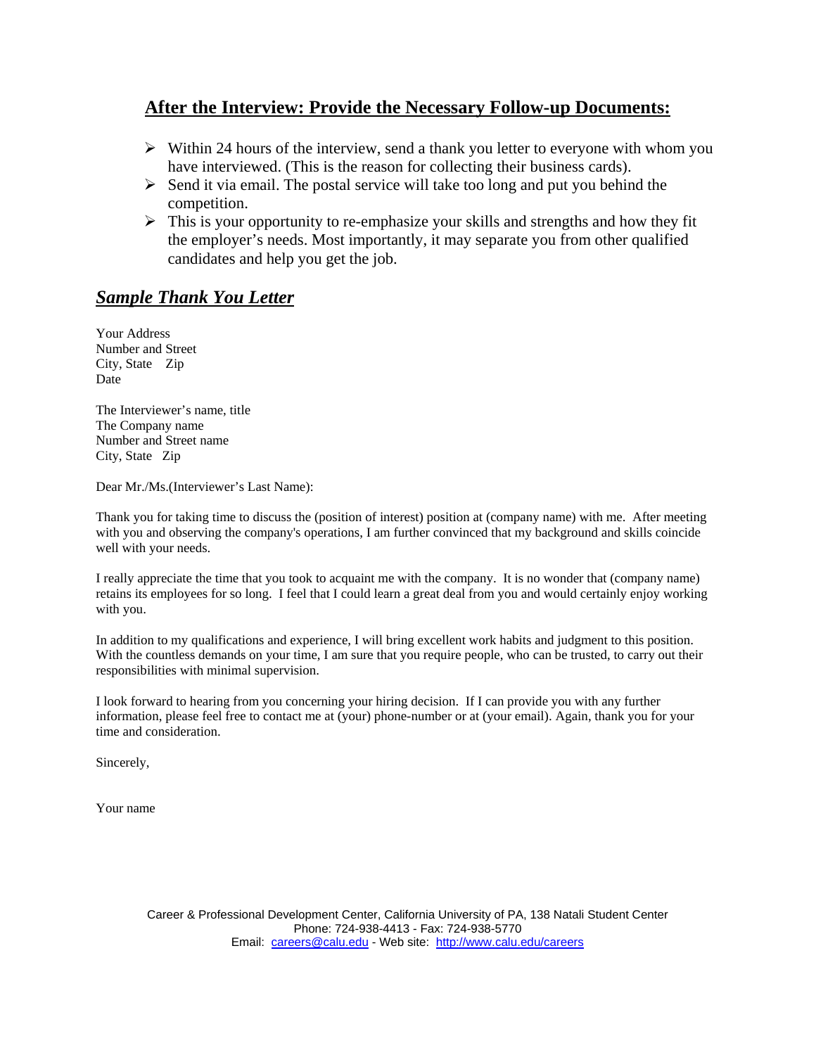## After the Interview: Provide the Necessary Follow-up Documents:

- Within 24 hours of the interview, send a thank you letter to everyone with whom you have interviewed. (This is the reason for collecting their business cards).
- Send it via email. The postal service will take too long and put you behind the competition.
- This is your opportunity to re-emphasize your skills and strengths and how they fit the employer's needs. Most importantly, it may separate you from other qualified candidates and help you get the job.

### ***Sample Thank You Letter***

Your Address
Number and Street
City, State Zip
Date

The Interviewer's name, title
The Company name
Number and Street name
City, State Zip

Dear Mr./Ms.(Interviewer's Last Name):

Thank you for taking time to discuss the (position of interest) position at (company name) with me. After meeting with you and observing the company's operations, I am further convinced that my background and skills coincide well with your needs.

I really appreciate the time that you took to acquaint me with the company. It is no wonder that (company name) retains its employees for so long. I feel that I could learn a great deal from you and would certainly enjoy working with you.

In addition to my qualifications and experience, I will bring excellent work habits and judgment to this position. With the countless demands on your time, I am sure that you require people, who can be trusted, to carry out their responsibilities with minimal supervision.

I look forward to hearing from you concerning your hiring decision. If I can provide you with any further information, please feel free to contact me at (your) phone-number or at (your email). Again, thank you for your time and consideration.

Sincerely,

Your name

Career & Professional Development Center, California University of PA, 138 Natali Student Center
Phone: 724-938-4413 - Fax: 724-938-5770
Email: careers@calu.edu - Web site: http://www.calu.edu/careers